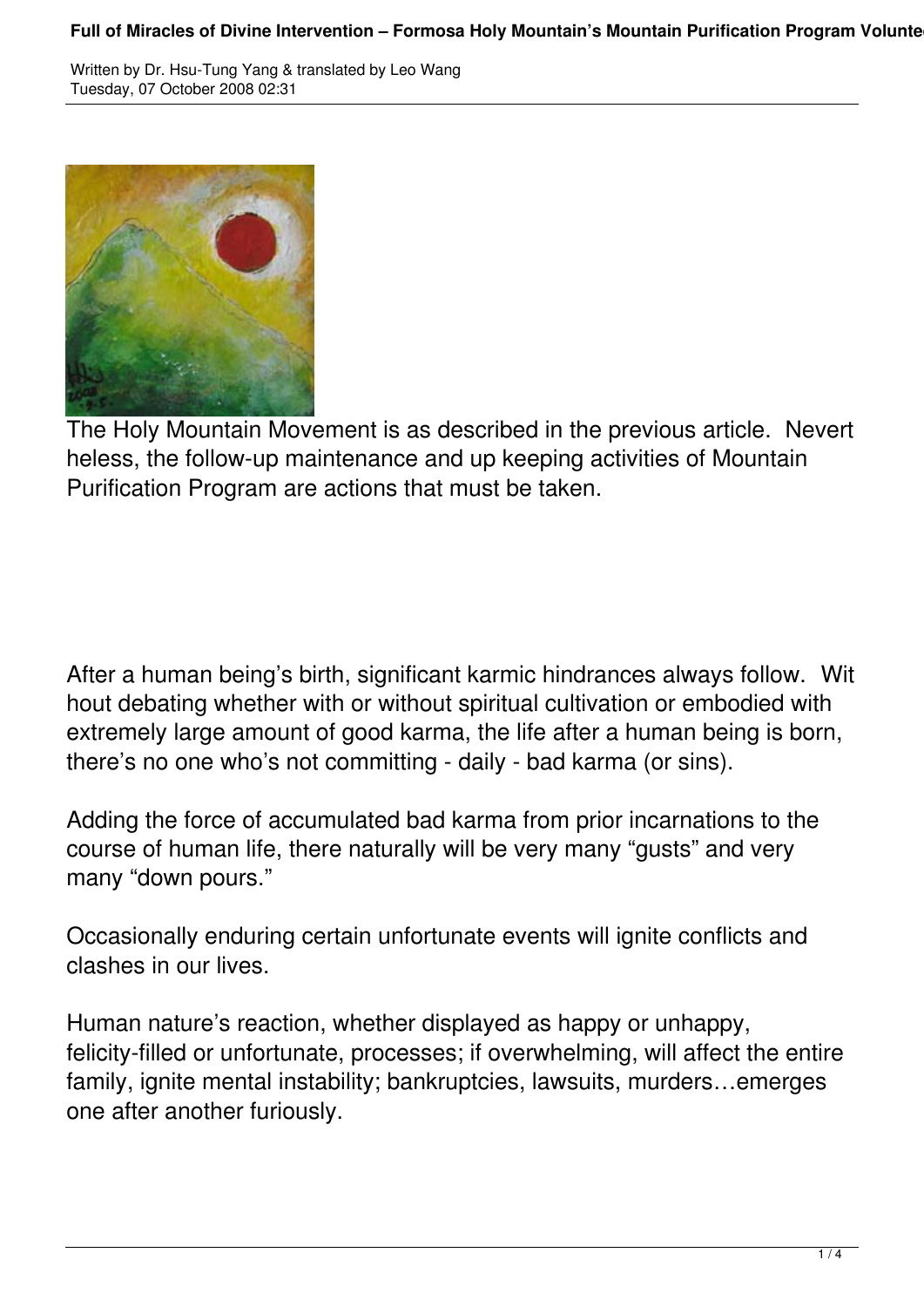The Holy Mountain Movement is as described in the previous article. Nevertheless, the follow-up maintenance and up keeping activities of Mountain Purification Program are actions that must be taken.

After a human being's birth, significant karmic hindrances always follow. Without debating whether with or without spiritual cultivation or embodied with extremely large amount of good karma, the life after a human being is born, there's no one who's not committing - daily - bad karma (or sins).

Adding the force of accumulated bad karma from prior incarnations to the course of human life, there naturally will be very many "gusts" and very many "down pours."

Occasionally enduring certain unfortunate events will ignite conflicts and clashes in our lives.

Human nature's reaction, whether displayed as happy or unhappy, felicity-filled or unfortunate, processes; if overwhelming, will affect the entire family, ignite mental instability; bankruptcies, lawsuits, murders…emerges one after another furiously.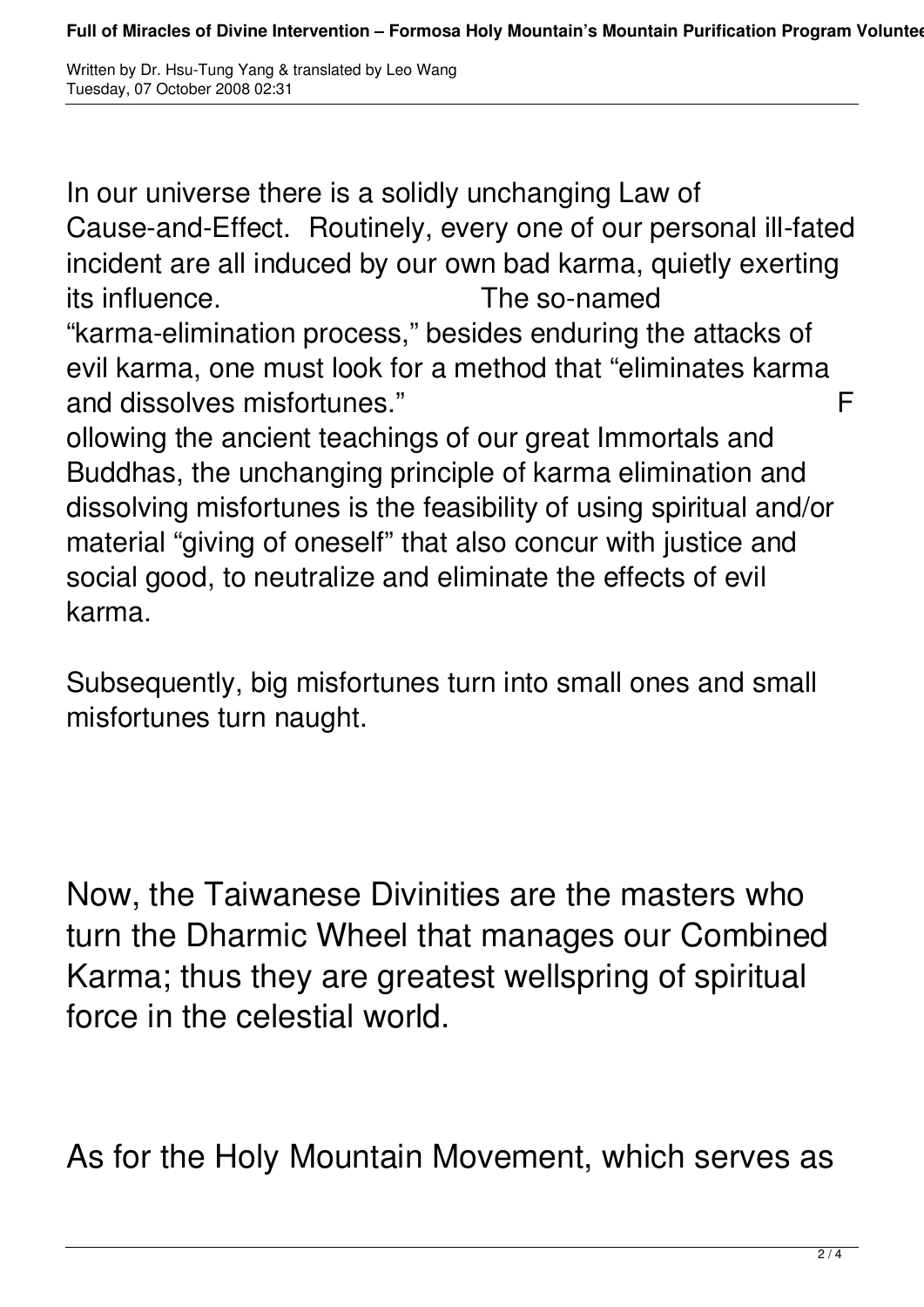In our universe there is a solidly unchanging Law of Cause-and-Effect. Routinely, every one of our personal ill-fated incident are all induced by our own bad karma, quietly exerting its influence. The so-named "karma-elimination process," besides enduring the attacks of evil karma, one must look for a method that "eliminates karma and dissolves misfortunes." Following the ancient teachings of our great Immortals and Buddhas, the unchanging principle of karma elimination and dissolving misfortunes is the feasibility of using spiritual and/or material "giving of oneself" that also concur with justice and social good, to neutralize and eliminate the effects of evil karma.

Subsequently, big misfortunes turn into small ones and small misfortunes turn naught.

Now, the Taiwanese Divinities are the masters who turn the Dharmic Wheel that manages our Combined Karma; thus they are greatest wellspring of spiritual force in the celestial world.

As for the Holy Mountain Movement, which serves as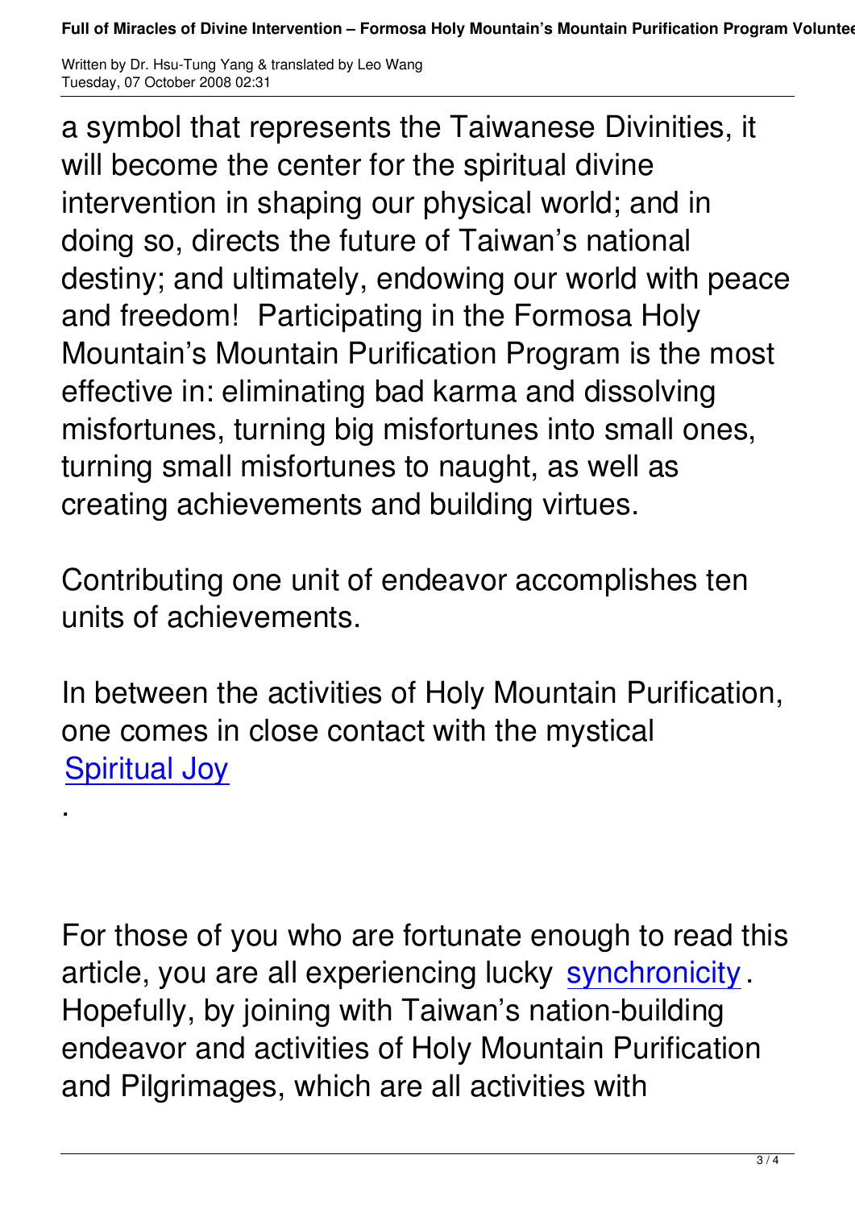a symbol that represents the Taiwanese Divinities, it will become the center for the spiritual divine intervention in shaping our physical world; and in doing so, directs the future of Taiwan's national destiny; and ultimately, endowing our world with peace and freedom! Participating in the Formosa Holy Mountain's Mountain Purification Program is the most effective in: eliminating bad karma and dissolving misfortunes, turning big misfortunes into small ones, turning small misfortunes to naught, as well as creating achievements and building virtues.

Contributing one unit of endeavor accomplishes ten units of achievements.

In between the activities of Holy Mountain Purification, one comes in close contact with the mystical Spiritual Joy.

For those of you who are fortunate enough to read this article, you are all experiencing lucky synchronicity. Hopefully, by joining with Taiwan's nation-building endeavor and activities of Holy Mountain Purification and Pilgrimages, which are all activities with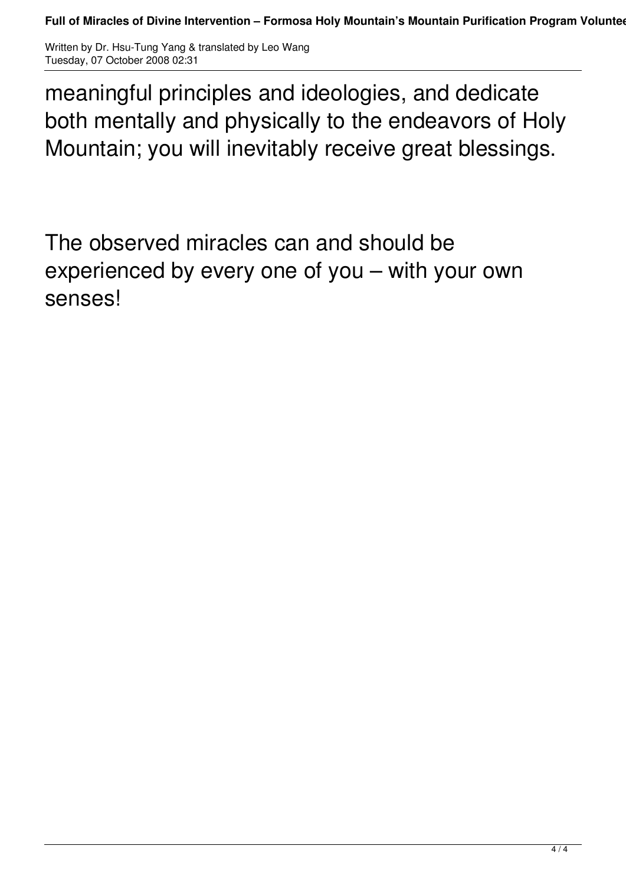meaningful principles and ideologies, and dedicate both mentally and physically to the endeavors of Holy Mountain; you will inevitably receive great blessings.

The observed miracles can and should be experienced by every one of you – with your own senses!